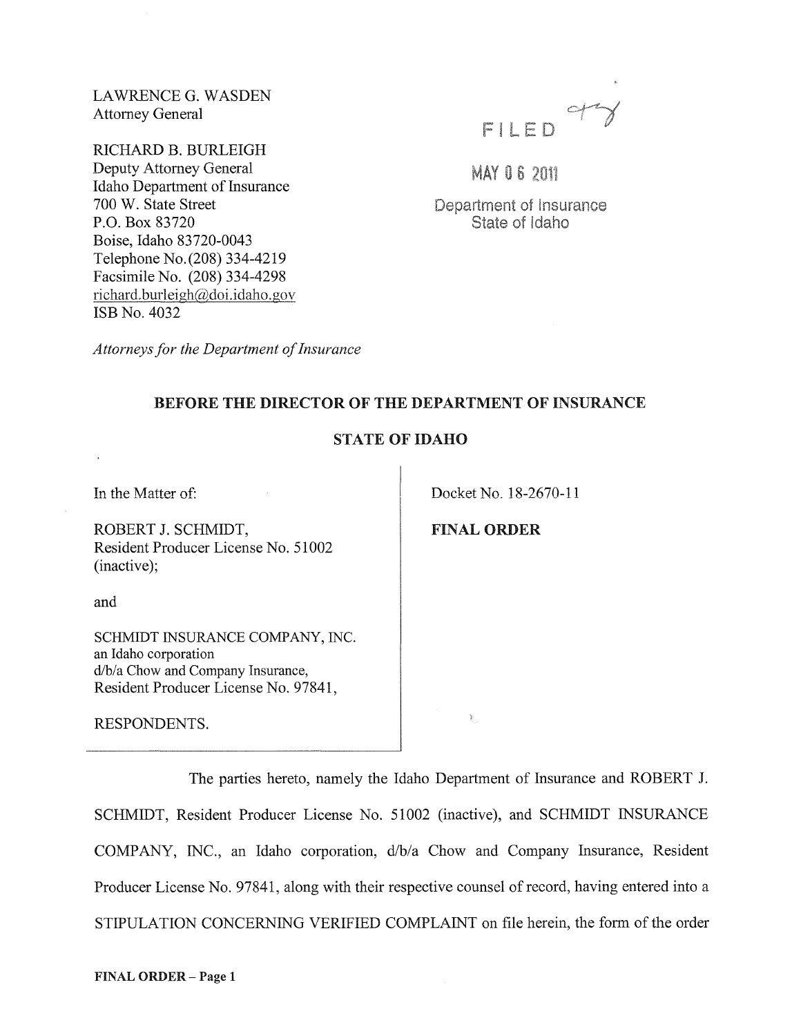LAWRENCE G. WASDEN
Attorney General

RICHARD B. BURLEIGH
Deputy Attorney General
Idaho Department of Insurance
700 W. State Street
P.O. Box 83720
Boise, Idaho 83720-0043
Telephone No. (208) 334-4219
Facsimile No. (208) 334-4298
richard.burleigh@doi.idaho.gov
ISB No. 4032

*Attorneys for the Department of Insurance*

FILED

MAY 06 2011

Department of Insurance
State of Idaho

**BEFORE THE DIRECTOR OF THE DEPARTMENT OF INSURANCE**

**STATE OF IDAHO**

| | |
|---|---|
| In the Matter of:<br><br>ROBERT J. SCHMIDT,<br>Resident Producer License No. 51002 (inactive);<br><br>and<br><br>SCHMIDT INSURANCE COMPANY, INC.<br>an Idaho corporation<br>d/b/a Chow and Company Insurance,<br>Resident Producer License No. 97841,<br><br>RESPONDENTS. | Docket No. 18-2670-11<br><br>**FINAL ORDER** |

The parties hereto, namely the Idaho Department of Insurance and ROBERT J. SCHMIDT, Resident Producer License No. 51002 (inactive), and SCHMIDT INSURANCE COMPANY, INC., an Idaho corporation, d/b/a Chow and Company Insurance, Resident Producer License No. 97841, along with their respective counsel of record, having entered into a STIPULATION CONCERNING VERIFIED COMPLAINT on file herein, the form of the order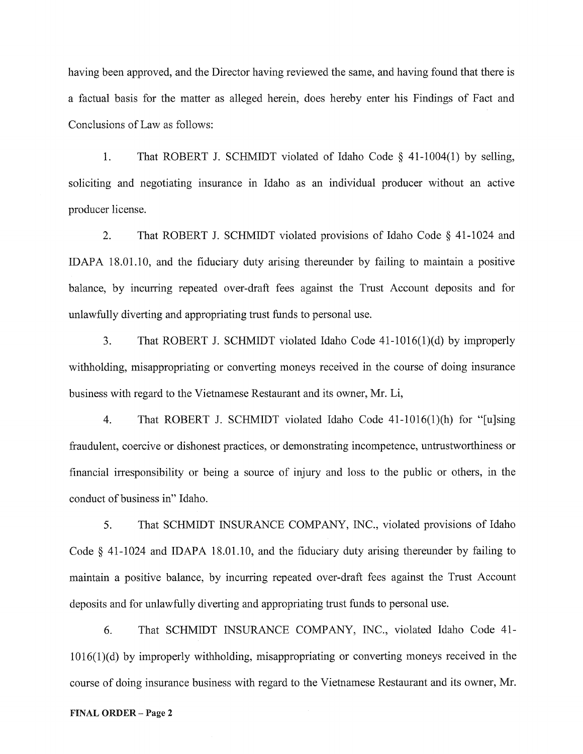having been approved, and the Director having reviewed the same, and having found that there is a factual basis for the matter as alleged herein, does hereby enter his Findings of Fact and Conclusions of Law as follows:

1. That ROBERT J. SCHMIDT violated of Idaho Code § 41-1004(1) by selling, soliciting and negotiating insurance in Idaho as an individual producer without an active producer license.

2. That ROBERT J. SCHMIDT violated provisions of Idaho Code § 41-1024 and IDAPA 18.01.10, and the fiduciary duty arising thereunder by failing to maintain a positive balance, by incurring repeated over-draft fees against the Trust Account deposits and for unlawfully diverting and appropriating trust funds to personal use.

3. That ROBERT J. SCHMIDT violated Idaho Code 41-1016(1)(d) by improperly withholding, misappropriating or converting moneys received in the course of doing insurance business with regard to the Vietnamese Restaurant and its owner, Mr. Li,

4. That ROBERT J. SCHMIDT violated Idaho Code 41-1016(1)(h) for "[u]sing fraudulent, coercive or dishonest practices, or demonstrating incompetence, untrustworthiness or financial irresponsibility or being a source of injury and loss to the public or others, in the conduct of business in" Idaho.

5. That SCHMIDT INSURANCE COMPANY, INC., violated provisions of Idaho Code § 41-1024 and IDAPA 18.01.10, and the fiduciary duty arising thereunder by failing to maintain a positive balance, by incurring repeated over-draft fees against the Trust Account deposits and for unlawfully diverting and appropriating trust funds to personal use.

6. That SCHMIDT INSURANCE COMPANY, INC., violated Idaho Code 41-1016(1)(d) by improperly withholding, misappropriating or converting moneys received in the course of doing insurance business with regard to the Vietnamese Restaurant and its owner, Mr.

**FINAL ORDER – Page 2**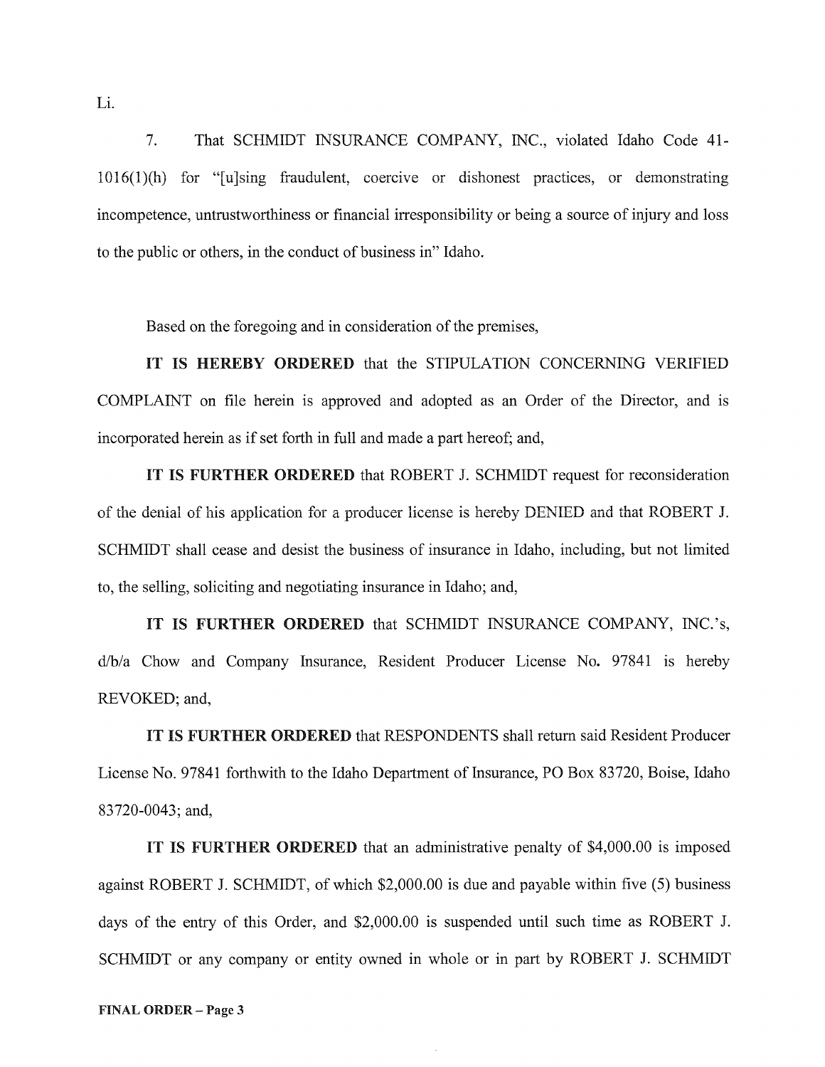Li.

7. That SCHMIDT INSURANCE COMPANY, INC., violated Idaho Code 41-1016(1)(h) for "[u]sing fraudulent, coercive or dishonest practices, or demonstrating incompetence, untrustworthiness or financial irresponsibility or being a source of injury and loss to the public or others, in the conduct of business in" Idaho.

Based on the foregoing and in consideration of the premises,

**IT IS HEREBY ORDERED** that the STIPULATION CONCERNING VERIFIED COMPLAINT on file herein is approved and adopted as an Order of the Director, and is incorporated herein as if set forth in full and made a part hereof; and,

**IT IS FURTHER ORDERED** that ROBERT J. SCHMIDT request for reconsideration of the denial of his application for a producer license is hereby DENIED and that ROBERT J. SCHMIDT shall cease and desist the business of insurance in Idaho, including, but not limited to, the selling, soliciting and negotiating insurance in Idaho; and,

**IT IS FURTHER ORDERED** that SCHMIDT INSURANCE COMPANY, INC.'s, d/b/a Chow and Company Insurance, Resident Producer License No. 97841 is hereby REVOKED; and,

**IT IS FURTHER ORDERED** that RESPONDENTS shall return said Resident Producer License No. 97841 forthwith to the Idaho Department of Insurance, PO Box 83720, Boise, Idaho 83720-0043; and,

**IT IS FURTHER ORDERED** that an administrative penalty of $4,000.00 is imposed against ROBERT J. SCHMIDT, of which $2,000.00 is due and payable within five (5) business days of the entry of this Order, and $2,000.00 is suspended until such time as ROBERT J. SCHMIDT or any company or entity owned in whole or in part by ROBERT J. SCHMIDT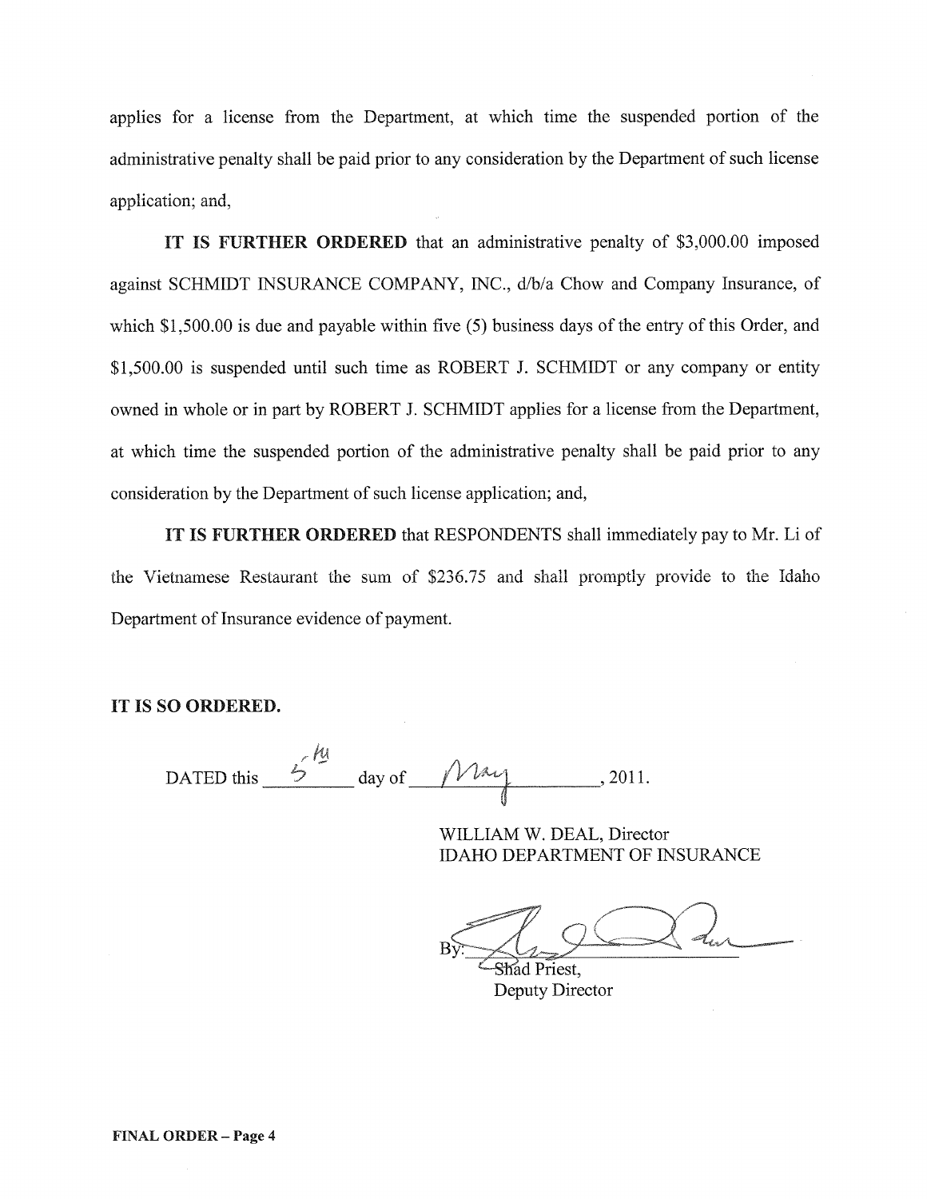applies for a license from the Department, at which time the suspended portion of the administrative penalty shall be paid prior to any consideration by the Department of such license application; and,

**IT IS FURTHER ORDERED** that an administrative penalty of $3,000.00 imposed against SCHMIDT INSURANCE COMPANY, INC., d/b/a Chow and Company Insurance, of which $1,500.00 is due and payable within five (5) business days of the entry of this Order, and $1,500.00 is suspended until such time as ROBERT J. SCHMIDT or any company or entity owned in whole or in part by ROBERT J. SCHMIDT applies for a license from the Department, at which time the suspended portion of the administrative penalty shall be paid prior to any consideration by the Department of such license application; and,

**IT IS FURTHER ORDERED** that RESPONDENTS shall immediately pay to Mr. Li of the Vietnamese Restaurant the sum of $236.75 and shall promptly provide to the Idaho Department of Insurance evidence of payment.

**IT IS SO ORDERED.**

DATED this 5th day of May, 2011.

WILLIAM W. DEAL, Director
IDAHO DEPARTMENT OF INSURANCE

By: Shad Priest,
Deputy Director

**FINAL ORDER – Page 4**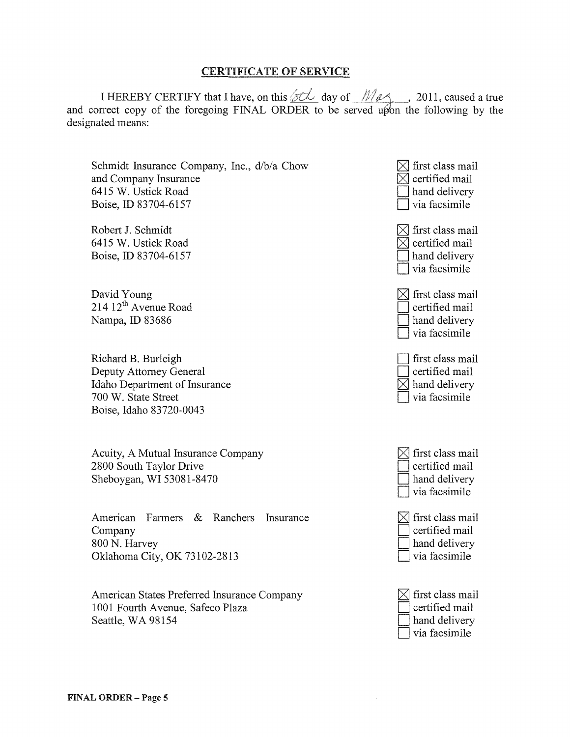## CERTIFICATE OF SERVICE

I HEREBY CERTIFY that I have, on this 6th day of May, 2011, caused a true and correct copy of the foregoing FINAL ORDER to be served upon the following by the designated means:

| | |
|---|---|
| Schmidt Insurance Company, Inc., d/b/a Chow and Company Insurance<br>6415 W. Ustick Road<br>Boise, ID 83704-6157 | ☒ first class mail<br>☒ certified mail<br>☐ hand delivery<br>☐ via facsimile |
| Robert J. Schmidt<br>6415 W. Ustick Road<br>Boise, ID 83704-6157 | ☒ first class mail<br>☒ certified mail<br>☐ hand delivery<br>☐ via facsimile |
| David Young<br>214 12th Avenue Road<br>Nampa, ID 83686 | ☒ first class mail<br>☐ certified mail<br>☐ hand delivery<br>☐ via facsimile |
| Richard B. Burleigh<br>Deputy Attorney General<br>Idaho Department of Insurance<br>700 W. State Street<br>Boise, Idaho 83720-0043 | ☐ first class mail<br>☐ certified mail<br>☒ hand delivery<br>☐ via facsimile |
| Acuity, A Mutual Insurance Company<br>2800 South Taylor Drive<br>Sheboygan, WI 53081-8470 | ☒ first class mail<br>☐ certified mail<br>☐ hand delivery<br>☐ via facsimile |
| American Farmers & Ranchers Insurance Company<br>800 N. Harvey<br>Oklahoma City, OK 73102-2813 | ☒ first class mail<br>☐ certified mail<br>☐ hand delivery<br>☐ via facsimile |
| American States Preferred Insurance Company<br>1001 Fourth Avenue, Safeco Plaza<br>Seattle, WA 98154 | ☒ first class mail<br>☐ certified mail<br>☐ hand delivery<br>☐ via facsimile |

**FINAL ORDER – Page 5**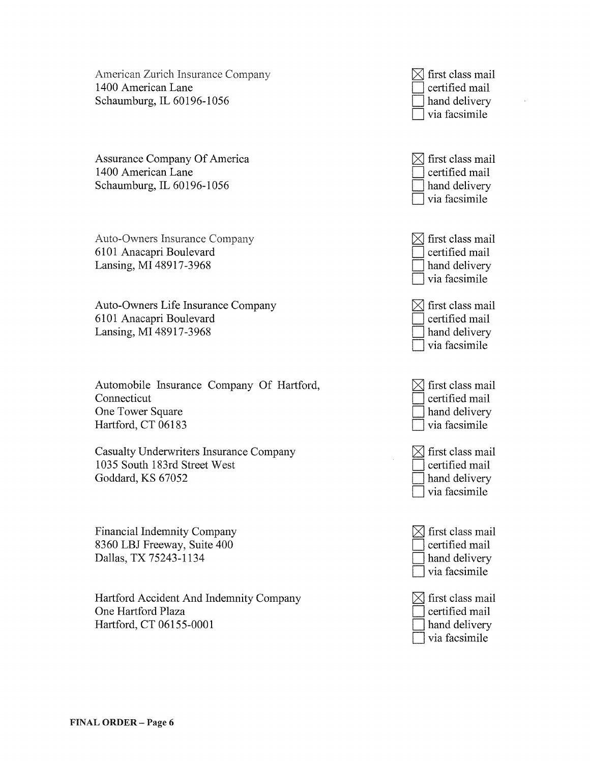American Zurich Insurance Company
1400 American Lane
Schaumburg, IL 60196-1056

☒ first class mail
☐ certified mail
☐ hand delivery
☐ via facsimile

Assurance Company Of America
1400 American Lane
Schaumburg, IL 60196-1056

☒ first class mail
☐ certified mail
☐ hand delivery
☐ via facsimile

Auto-Owners Insurance Company
6101 Anacapri Boulevard
Lansing, MI 48917-3968

☒ first class mail
☐ certified mail
☐ hand delivery
☐ via facsimile

Auto-Owners Life Insurance Company
6101 Anacapri Boulevard
Lansing, MI 48917-3968

☒ first class mail
☐ certified mail
☐ hand delivery
☐ via facsimile

Automobile Insurance Company Of Hartford, Connecticut
One Tower Square
Hartford, CT 06183

☒ first class mail
☐ certified mail
☐ hand delivery
☐ via facsimile

Casualty Underwriters Insurance Company
1035 South 183rd Street West
Goddard, KS 67052

☒ first class mail
☐ certified mail
☐ hand delivery
☐ via facsimile

Financial Indemnity Company
8360 LBJ Freeway, Suite 400
Dallas, TX 75243-1134

☒ first class mail
☐ certified mail
☐ hand delivery
☐ via facsimile

Hartford Accident And Indemnity Company
One Hartford Plaza
Hartford, CT 06155-0001

☒ first class mail
☐ certified mail
☐ hand delivery
☐ via facsimile

**FINAL ORDER – Page 6**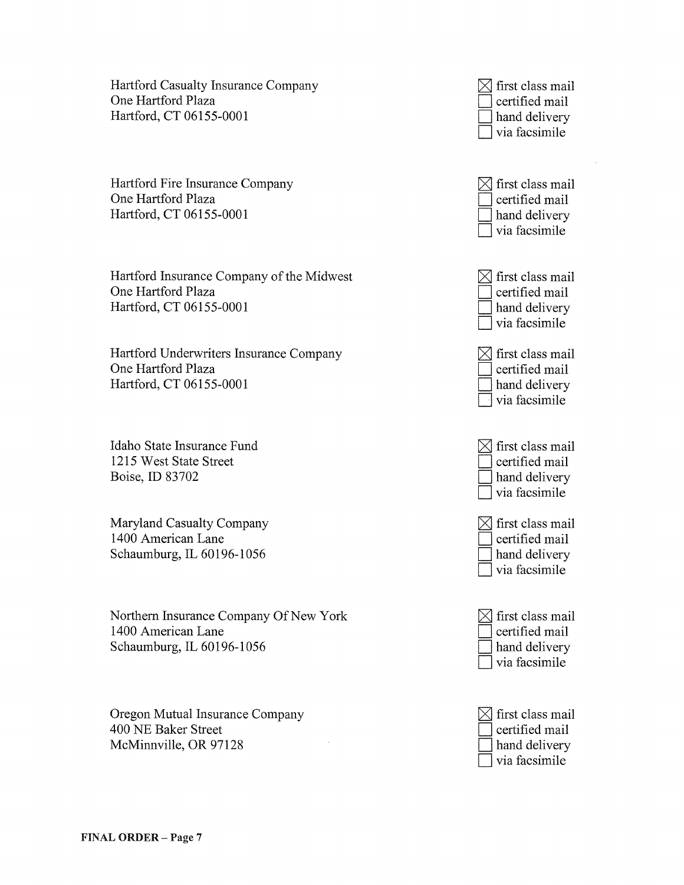Hartford Casualty Insurance Company
One Hartford Plaza
Hartford, CT 06155-0001

☒ first class mail
☐ certified mail
☐ hand delivery
☐ via facsimile

Hartford Fire Insurance Company
One Hartford Plaza
Hartford, CT 06155-0001

☒ first class mail
☐ certified mail
☐ hand delivery
☐ via facsimile

Hartford Insurance Company of the Midwest
One Hartford Plaza
Hartford, CT 06155-0001

☒ first class mail
☐ certified mail
☐ hand delivery
☐ via facsimile

Hartford Underwriters Insurance Company
One Hartford Plaza
Hartford, CT 06155-0001

☒ first class mail
☐ certified mail
☐ hand delivery
☐ via facsimile

Idaho State Insurance Fund
1215 West State Street
Boise, ID 83702

☒ first class mail
☐ certified mail
☐ hand delivery
☐ via facsimile

Maryland Casualty Company
1400 American Lane
Schaumburg, IL 60196-1056

☒ first class mail
☐ certified mail
☐ hand delivery
☐ via facsimile

Northern Insurance Company Of New York
1400 American Lane
Schaumburg, IL 60196-1056

☒ first class mail
☐ certified mail
☐ hand delivery
☐ via facsimile

Oregon Mutual Insurance Company
400 NE Baker Street
McMinnville, OR 97128

☒ first class mail
☐ certified mail
☐ hand delivery
☐ via facsimile

**FINAL ORDER – Page 7**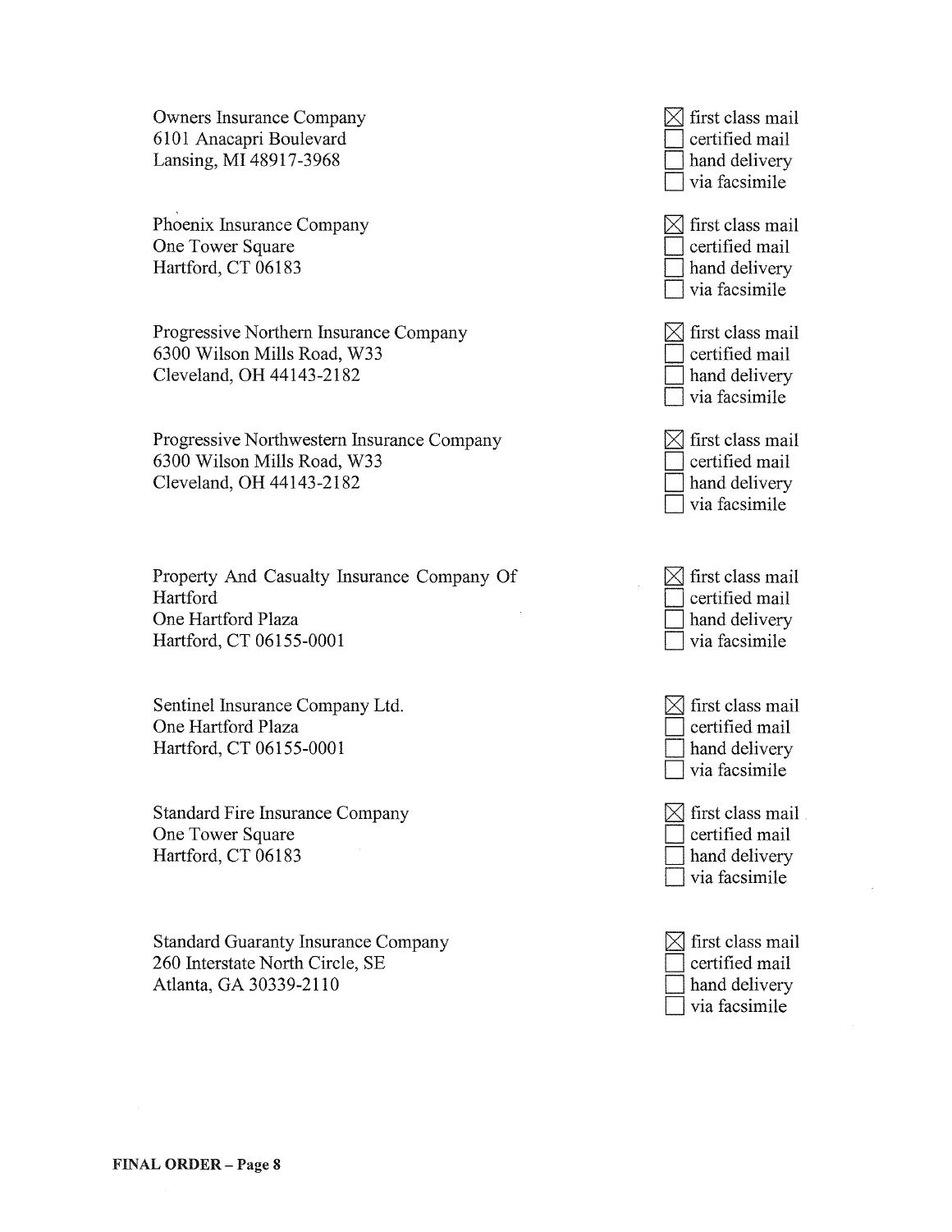Owners Insurance Company
6101 Anacapri Boulevard
Lansing, MI 48917-3968

- ☒ first class mail
- ☐ certified mail
- ☐ hand delivery
- ☐ via facsimile

Phoenix Insurance Company
One Tower Square
Hartford, CT 06183

- ☒ first class mail
- ☐ certified mail
- ☐ hand delivery
- ☐ via facsimile

Progressive Northern Insurance Company
6300 Wilson Mills Road, W33
Cleveland, OH 44143-2182

- ☒ first class mail
- ☐ certified mail
- ☐ hand delivery
- ☐ via facsimile

Progressive Northwestern Insurance Company
6300 Wilson Mills Road, W33
Cleveland, OH 44143-2182

- ☒ first class mail
- ☐ certified mail
- ☐ hand delivery
- ☐ via facsimile

Property And Casualty Insurance Company Of Hartford
One Hartford Plaza
Hartford, CT 06155-0001

- ☒ first class mail
- ☐ certified mail
- ☐ hand delivery
- ☐ via facsimile

Sentinel Insurance Company Ltd.
One Hartford Plaza
Hartford, CT 06155-0001

- ☒ first class mail
- ☐ certified mail
- ☐ hand delivery
- ☐ via facsimile

Standard Fire Insurance Company
One Tower Square
Hartford, CT 06183

- ☒ first class mail
- ☐ certified mail
- ☐ hand delivery
- ☐ via facsimile

Standard Guaranty Insurance Company
260 Interstate North Circle, SE
Atlanta, GA 30339-2110

- ☒ first class mail
- ☐ certified mail
- ☐ hand delivery
- ☐ via facsimile

**FINAL ORDER – Page 8**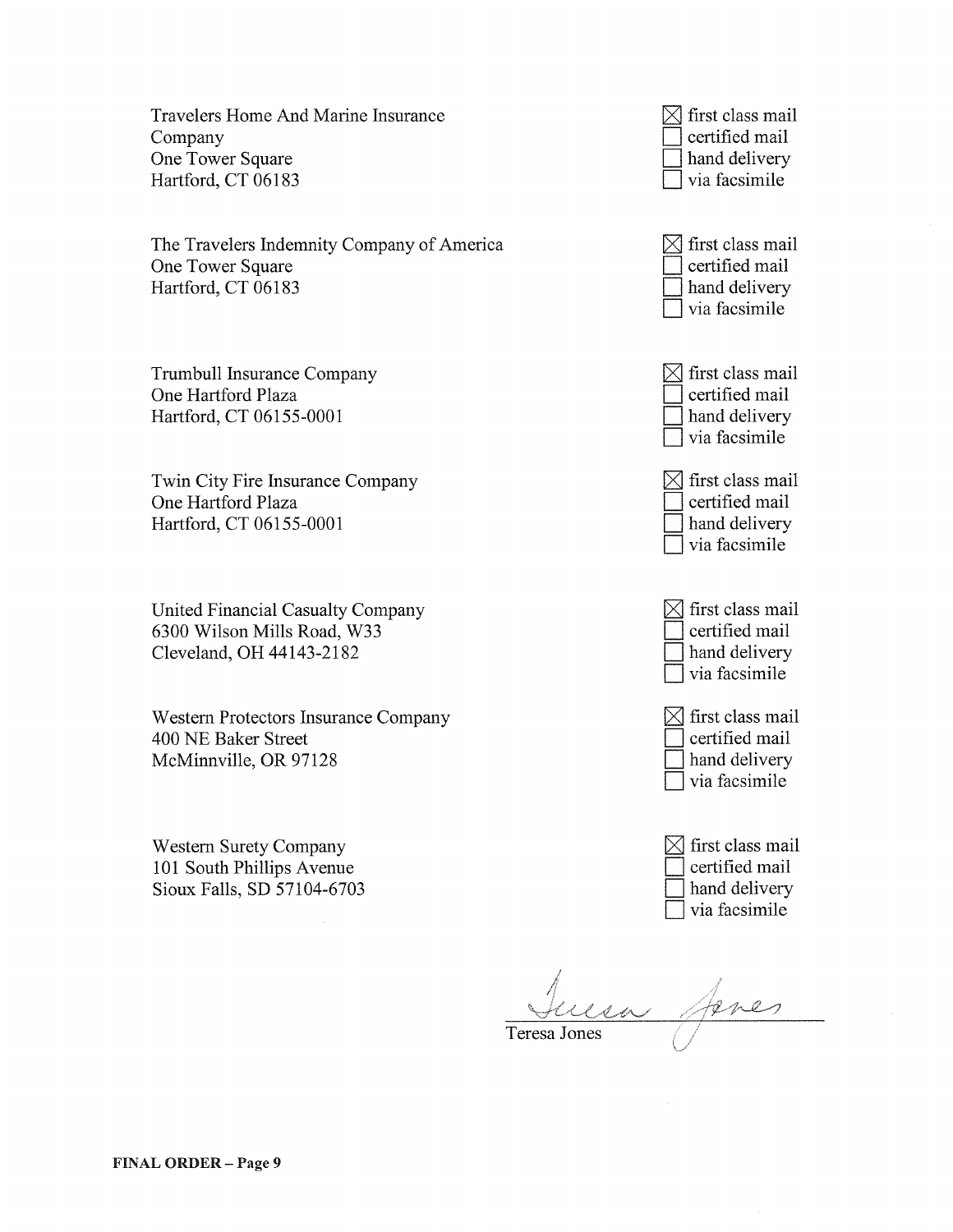Travelers Home And Marine Insurance Company
One Tower Square
Hartford, CT 06183

☒ first class mail
☐ certified mail
☐ hand delivery
☐ via facsimile

The Travelers Indemnity Company of America
One Tower Square
Hartford, CT 06183

☒ first class mail
☐ certified mail
☐ hand delivery
☐ via facsimile

Trumbull Insurance Company
One Hartford Plaza
Hartford, CT 06155-0001

☒ first class mail
☐ certified mail
☐ hand delivery
☐ via facsimile

Twin City Fire Insurance Company
One Hartford Plaza
Hartford, CT 06155-0001

☒ first class mail
☐ certified mail
☐ hand delivery
☐ via facsimile

United Financial Casualty Company
6300 Wilson Mills Road, W33
Cleveland, OH 44143-2182

☒ first class mail
☐ certified mail
☐ hand delivery
☐ via facsimile

Western Protectors Insurance Company
400 NE Baker Street
McMinnville, OR 97128

☒ first class mail
☐ certified mail
☐ hand delivery
☐ via facsimile

Western Surety Company
101 South Phillips Avenue
Sioux Falls, SD 57104-6703

☒ first class mail
☐ certified mail
☐ hand delivery
☐ via facsimile

Teresa Jones

**FINAL ORDER – Page 9**